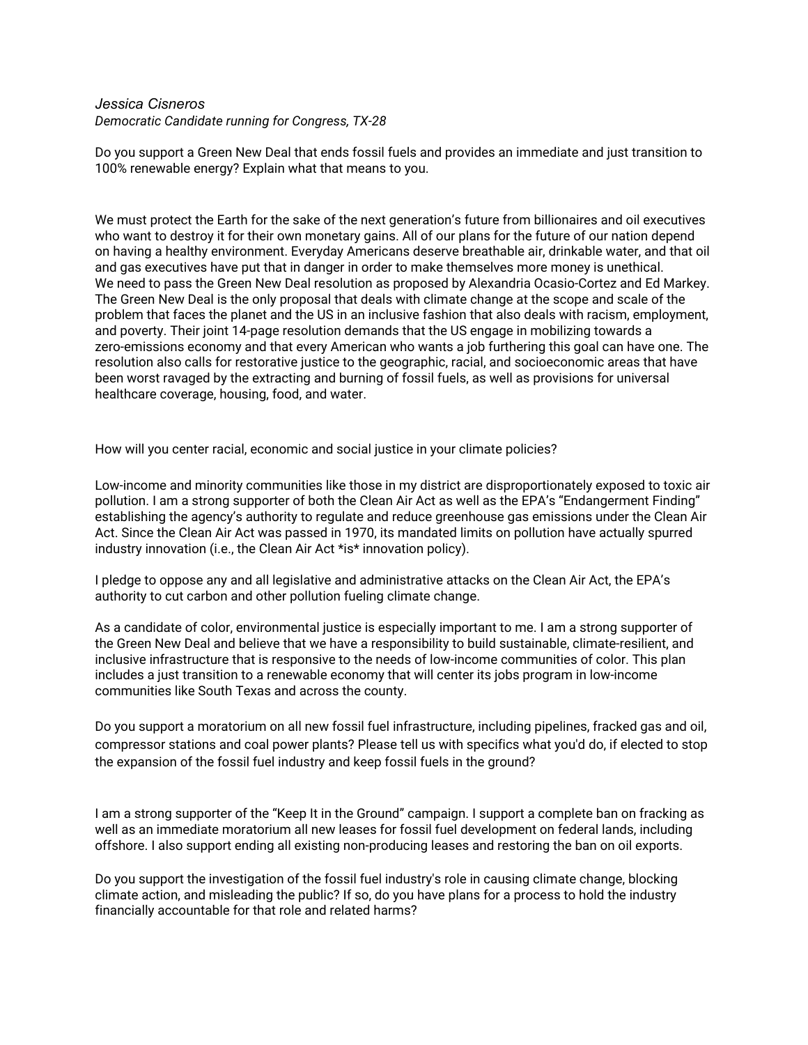*Jessica Cisneros*
*Democratic Candidate running for Congress, TX-28*

Do you support a Green New Deal that ends fossil fuels and provides an immediate and just transition to 100% renewable energy? Explain what that means to you.

We must protect the Earth for the sake of the next generation's future from billionaires and oil executives who want to destroy it for their own monetary gains. All of our plans for the future of our nation depend on having a healthy environment. Everyday Americans deserve breathable air, drinkable water, and that oil and gas executives have put that in danger in order to make themselves more money is unethical.
We need to pass the Green New Deal resolution as proposed by Alexandria Ocasio-Cortez and Ed Markey. The Green New Deal is the only proposal that deals with climate change at the scope and scale of the problem that faces the planet and the US in an inclusive fashion that also deals with racism, employment, and poverty. Their joint 14-page resolution demands that the US engage in mobilizing towards a zero-emissions economy and that every American who wants a job furthering this goal can have one. The resolution also calls for restorative justice to the geographic, racial, and socioeconomic areas that have been worst ravaged by the extracting and burning of fossil fuels, as well as provisions for universal healthcare coverage, housing, food, and water.

How will you center racial, economic and social justice in your climate policies?

Low-income and minority communities like those in my district are disproportionately exposed to toxic air pollution. I am a strong supporter of both the Clean Air Act as well as the EPA's "Endangerment Finding" establishing the agency's authority to regulate and reduce greenhouse gas emissions under the Clean Air Act. Since the Clean Air Act was passed in 1970, its mandated limits on pollution have actually spurred industry innovation (i.e., the Clean Air Act *is* innovation policy).

I pledge to oppose any and all legislative and administrative attacks on the Clean Air Act, the EPA's authority to cut carbon and other pollution fueling climate change.

As a candidate of color, environmental justice is especially important to me. I am a strong supporter of the Green New Deal and believe that we have a responsibility to build sustainable, climate-resilient, and inclusive infrastructure that is responsive to the needs of low-income communities of color. This plan includes a just transition to a renewable economy that will center its jobs program in low-income communities like South Texas and across the county.

Do you support a moratorium on all new fossil fuel infrastructure, including pipelines, fracked gas and oil, compressor stations and coal power plants? Please tell us with specifics what you'd do, if elected to stop the expansion of the fossil fuel industry and keep fossil fuels in the ground?

I am a strong supporter of the "Keep It in the Ground" campaign. I support a complete ban on fracking as well as an immediate moratorium all new leases for fossil fuel development on federal lands, including offshore. I also support ending all existing non-producing leases and restoring the ban on oil exports.

Do you support the investigation of the fossil fuel industry's role in causing climate change, blocking climate action, and misleading the public? If so, do you have plans for a process to hold the industry financially accountable for that role and related harms?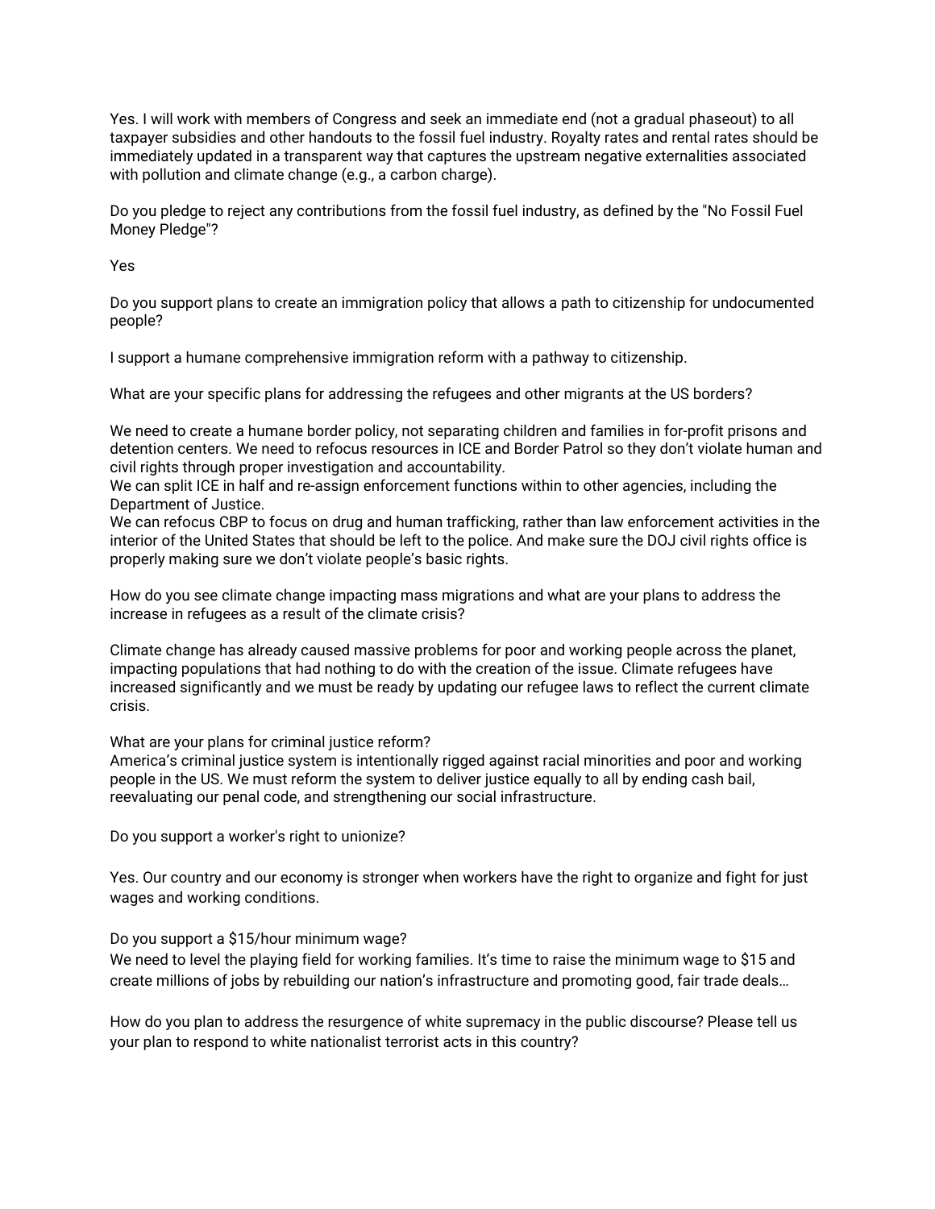Yes. I will work with members of Congress and seek an immediate end (not a gradual phaseout) to all taxpayer subsidies and other handouts to the fossil fuel industry. Royalty rates and rental rates should be immediately updated in a transparent way that captures the upstream negative externalities associated with pollution and climate change (e.g., a carbon charge).

Do you pledge to reject any contributions from the fossil fuel industry, as defined by the "No Fossil Fuel Money Pledge"?

Yes

Do you support plans to create an immigration policy that allows a path to citizenship for undocumented people?

I support a humane comprehensive immigration reform with a pathway to citizenship.

What are your specific plans for addressing the refugees and other migrants at the US borders?

We need to create a humane border policy, not separating children and families in for-profit prisons and detention centers. We need to refocus resources in ICE and Border Patrol so they don't violate human and civil rights through proper investigation and accountability.
We can split ICE in half and re-assign enforcement functions within to other agencies, including the Department of Justice.
We can refocus CBP to focus on drug and human trafficking, rather than law enforcement activities in the interior of the United States that should be left to the police. And make sure the DOJ civil rights office is properly making sure we don't violate people's basic rights.

How do you see climate change impacting mass migrations and what are your plans to address the increase in refugees as a result of the climate crisis?

Climate change has already caused massive problems for poor and working people across the planet, impacting populations that had nothing to do with the creation of the issue. Climate refugees have increased significantly and we must be ready by updating our refugee laws to reflect the current climate crisis.

What are your plans for criminal justice reform?
America's criminal justice system is intentionally rigged against racial minorities and poor and working people in the US. We must reform the system to deliver justice equally to all by ending cash bail, reevaluating our penal code, and strengthening our social infrastructure.

Do you support a worker's right to unionize?

Yes. Our country and our economy is stronger when workers have the right to organize and fight for just wages and working conditions.

Do you support a $15/hour minimum wage?
We need to level the playing field for working families. It's time to raise the minimum wage to $15 and create millions of jobs by rebuilding our nation's infrastructure and promoting good, fair trade deals…

How do you plan to address the resurgence of white supremacy in the public discourse? Please tell us your plan to respond to white nationalist terrorist acts in this country?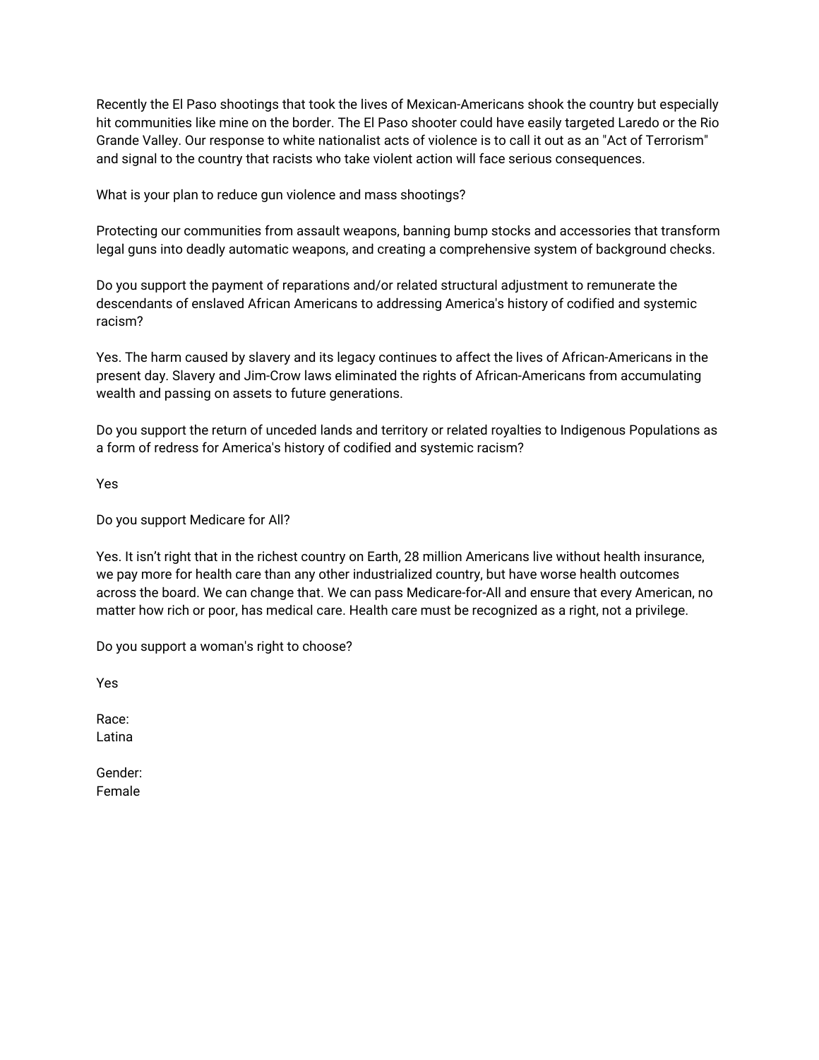Recently the El Paso shootings that took the lives of Mexican-Americans shook the country but especially hit communities like mine on the border. The El Paso shooter could have easily targeted Laredo or the Rio Grande Valley. Our response to white nationalist acts of violence is to call it out as an "Act of Terrorism" and signal to the country that racists who take violent action will face serious consequences.

What is your plan to reduce gun violence and mass shootings?

Protecting our communities from assault weapons, banning bump stocks and accessories that transform legal guns into deadly automatic weapons, and creating a comprehensive system of background checks.

Do you support the payment of reparations and/or related structural adjustment to remunerate the descendants of enslaved African Americans to addressing America's history of codified and systemic racism?

Yes. The harm caused by slavery and its legacy continues to affect the lives of African-Americans in the present day. Slavery and Jim-Crow laws eliminated the rights of African-Americans from accumulating wealth and passing on assets to future generations.

Do you support the return of unceded lands and territory or related royalties to Indigenous Populations as a form of redress for America's history of codified and systemic racism?

Yes

Do you support Medicare for All?

Yes. It isn't right that in the richest country on Earth, 28 million Americans live without health insurance, we pay more for health care than any other industrialized country, but have worse health outcomes across the board. We can change that. We can pass Medicare-for-All and ensure that every American, no matter how rich or poor, has medical care. Health care must be recognized as a right, not a privilege.

Do you support a woman's right to choose?

Yes

Race:
Latina

Gender:
Female